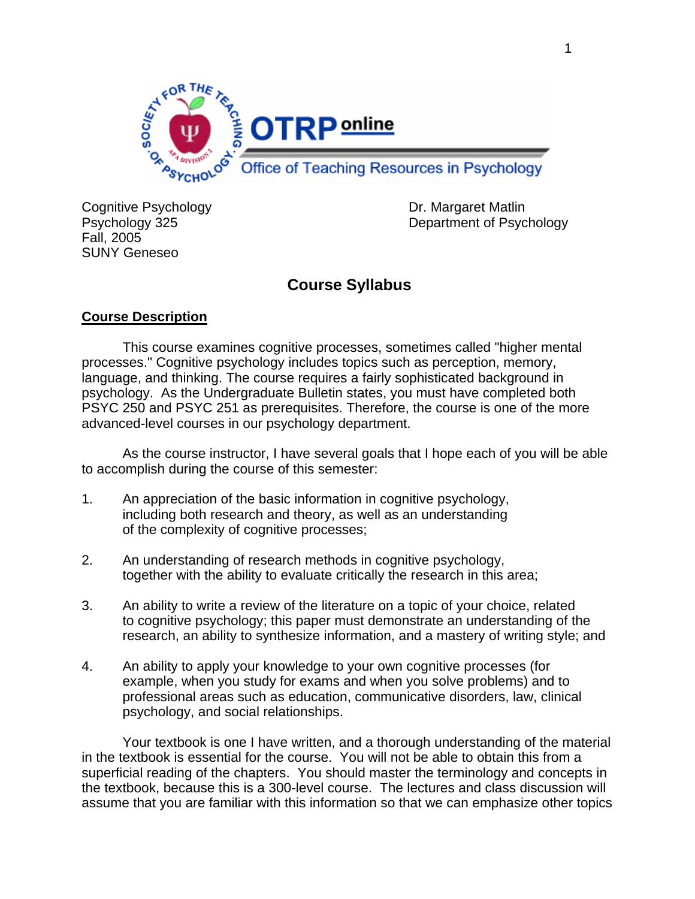Cognitive Psychology
Psychology 325
Fall, 2005
SUNY Geneseo

Dr. Margaret Matlin
Department of Psychology

# Course Syllabus

## Course Description

This course examines cognitive processes, sometimes called "higher mental processes." Cognitive psychology includes topics such as perception, memory, language, and thinking. The course requires a fairly sophisticated background in psychology. As the Undergraduate Bulletin states, you must have completed both PSYC 250 and PSYC 251 as prerequisites. Therefore, the course is one of the more advanced-level courses in our psychology department.

As the course instructor, I have several goals that I hope each of you will be able to accomplish during the course of this semester:

1. An appreciation of the basic information in cognitive psychology, including both research and theory, as well as an understanding of the complexity of cognitive processes;

2. An understanding of research methods in cognitive psychology, together with the ability to evaluate critically the research in this area;

3. An ability to write a review of the literature on a topic of your choice, related to cognitive psychology; this paper must demonstrate an understanding of the research, an ability to synthesize information, and a mastery of writing style; and

4. An ability to apply your knowledge to your own cognitive processes (for example, when you study for exams and when you solve problems) and to professional areas such as education, communicative disorders, law, clinical psychology, and social relationships.

Your textbook is one I have written, and a thorough understanding of the material in the textbook is essential for the course. You will not be able to obtain this from a superficial reading of the chapters. You should master the terminology and concepts in the textbook, because this is a 300-level course. The lectures and class discussion will assume that you are familiar with this information so that we can emphasize other topics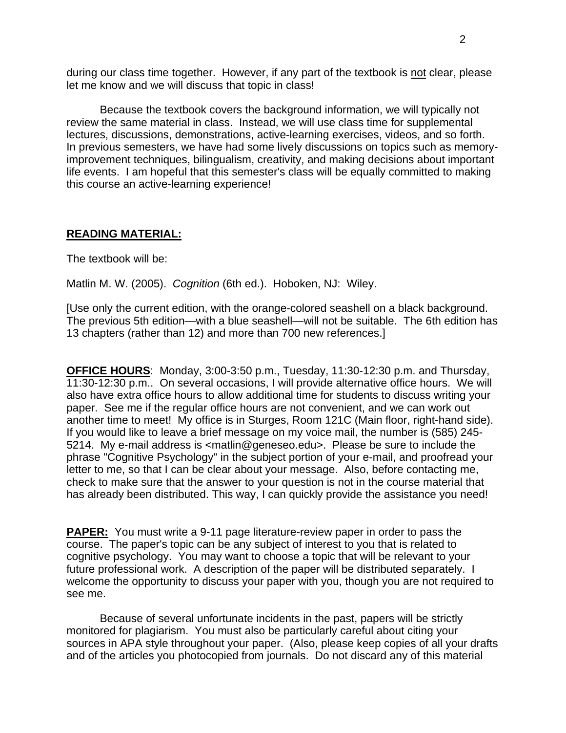during our class time together. However, if any part of the textbook is <u>not</u> clear, please let me know and we will discuss that topic in class!

Because the textbook covers the background information, we will typically not review the same material in class. Instead, we will use class time for supplemental lectures, discussions, demonstrations, active-learning exercises, videos, and so forth. In previous semesters, we have had some lively discussions on topics such as memory-improvement techniques, bilingualism, creativity, and making decisions about important life events. I am hopeful that this semester's class will be equally committed to making this course an active-learning experience!

**READING MATERIAL:**

The textbook will be:

Matlin M. W. (2005). *Cognition* (6th ed.). Hoboken, NJ: Wiley.

[Use only the current edition, with the orange-colored seashell on a black background. The previous 5th edition—with a blue seashell—will not be suitable. The 6th edition has 13 chapters (rather than 12) and more than 700 new references.]

**OFFICE HOURS**: Monday, 3:00-3:50 p.m., Tuesday, 11:30-12:30 p.m. and Thursday, 11:30-12:30 p.m.. On several occasions, I will provide alternative office hours. We will also have extra office hours to allow additional time for students to discuss writing your paper. See me if the regular office hours are not convenient, and we can work out another time to meet! My office is in Sturges, Room 121C (Main floor, right-hand side). If you would like to leave a brief message on my voice mail, the number is (585) 245-5214. My e-mail address is <matlin@geneseo.edu>. Please be sure to include the phrase "Cognitive Psychology" in the subject portion of your e-mail, and proofread your letter to me, so that I can be clear about your message. Also, before contacting me, check to make sure that the answer to your question is not in the course material that has already been distributed. This way, I can quickly provide the assistance you need!

**PAPER:** You must write a 9-11 page literature-review paper in order to pass the course. The paper's topic can be any subject of interest to you that is related to cognitive psychology. You may want to choose a topic that will be relevant to your future professional work. A description of the paper will be distributed separately. I welcome the opportunity to discuss your paper with you, though you are not required to see me.

Because of several unfortunate incidents in the past, papers will be strictly monitored for plagiarism. You must also be particularly careful about citing your sources in APA style throughout your paper. (Also, please keep copies of all your drafts and of the articles you photocopied from journals. Do not discard any of this material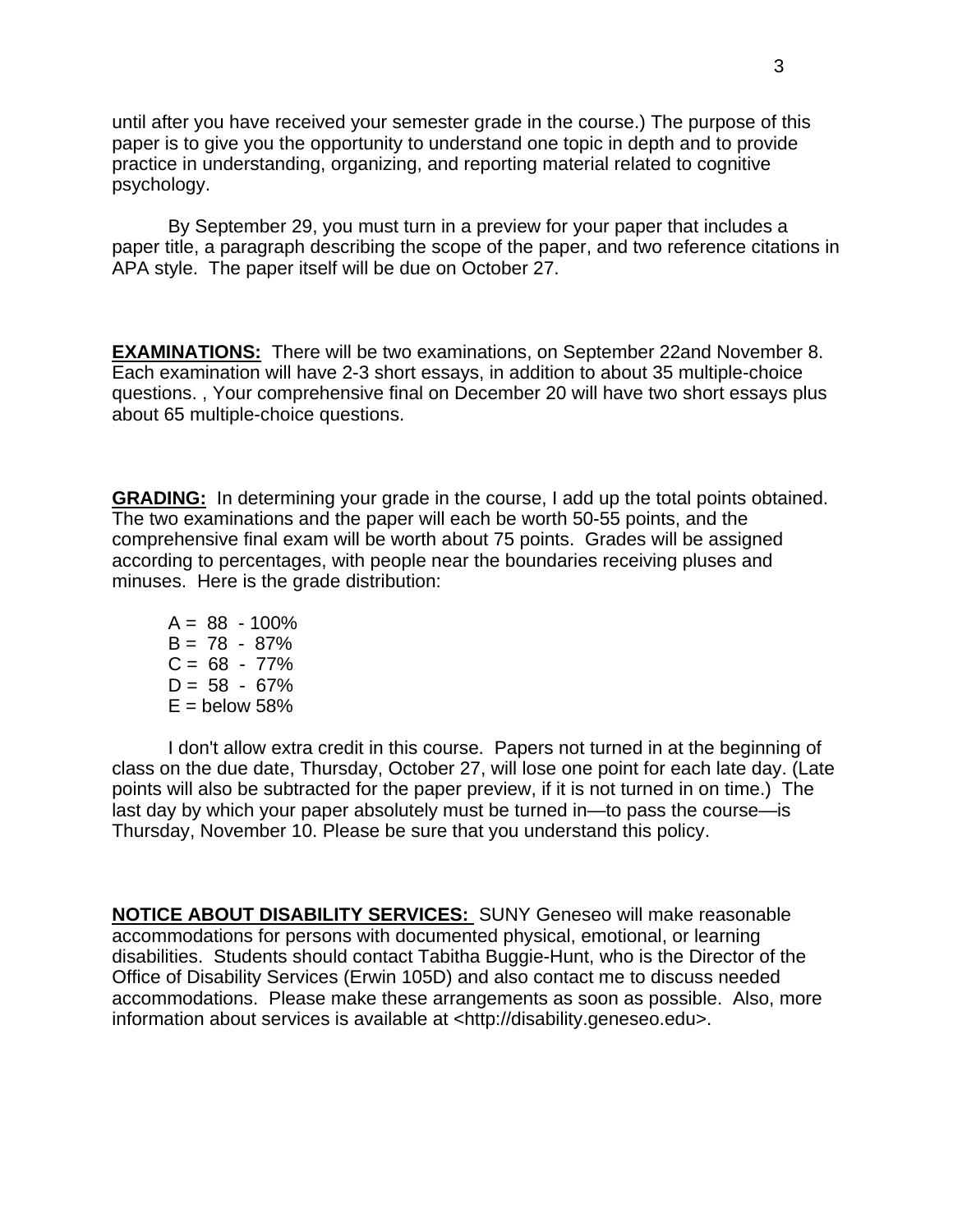until after you have received your semester grade in the course.) The purpose of this paper is to give you the opportunity to understand one topic in depth and to provide practice in understanding, organizing, and reporting material related to cognitive psychology.

By September 29, you must turn in a preview for your paper that includes a paper title, a paragraph describing the scope of the paper, and two reference citations in APA style. The paper itself will be due on October 27.

**EXAMINATIONS:** There will be two examinations, on September 22and November 8. Each examination will have 2-3 short essays, in addition to about 35 multiple-choice questions. , Your comprehensive final on December 20 will have two short essays plus about 65 multiple-choice questions.

**GRADING:** In determining your grade in the course, I add up the total points obtained. The two examinations and the paper will each be worth 50-55 points, and the comprehensive final exam will be worth about 75 points. Grades will be assigned according to percentages, with people near the boundaries receiving pluses and minuses. Here is the grade distribution:

A = 88 - 100%
B = 78 - 87%
C = 68 - 77%
D = 58 - 67%
E = below 58%

I don't allow extra credit in this course. Papers not turned in at the beginning of class on the due date, Thursday, October 27, will lose one point for each late day. (Late points will also be subtracted for the paper preview, if it is not turned in on time.) The last day by which your paper absolutely must be turned in—to pass the course—is Thursday, November 10. Please be sure that you understand this policy.

**NOTICE ABOUT DISABILITY SERVICES:** SUNY Geneseo will make reasonable accommodations for persons with documented physical, emotional, or learning disabilities. Students should contact Tabitha Buggie-Hunt, who is the Director of the Office of Disability Services (Erwin 105D) and also contact me to discuss needed accommodations. Please make these arrangements as soon as possible. Also, more information about services is available at <http://disability.geneseo.edu>.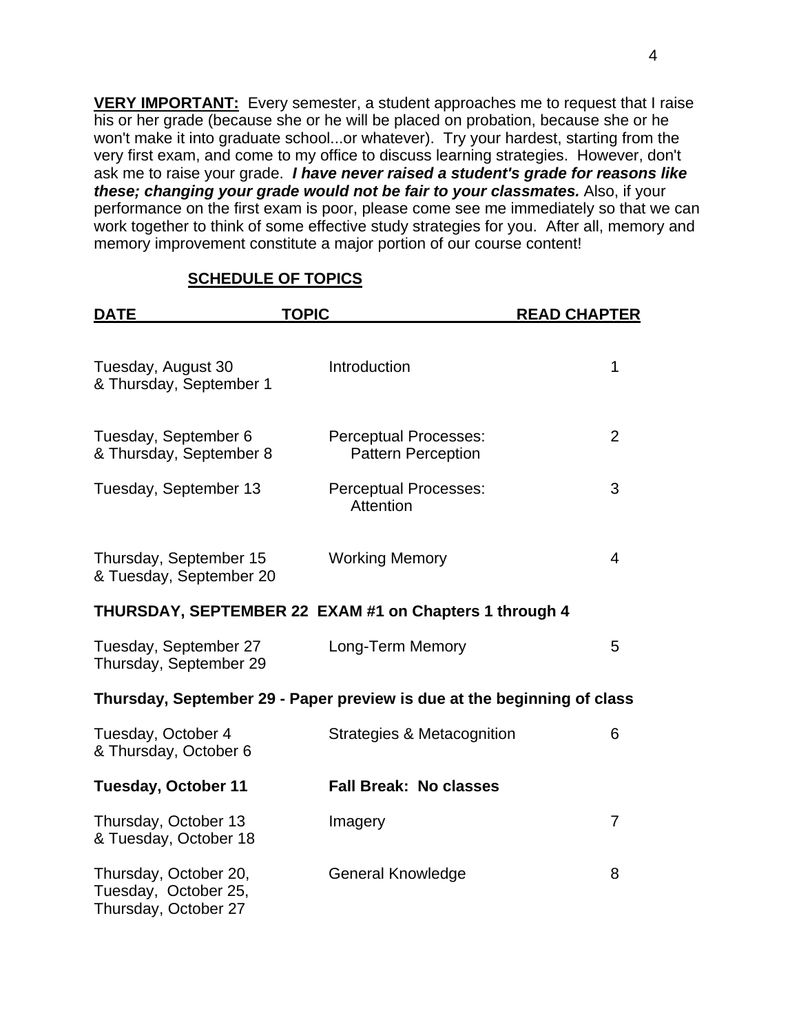**VERY IMPORTANT:** Every semester, a student approaches me to request that I raise his or her grade (because she or he will be placed on probation, because she or he won't make it into graduate school...or whatever). Try your hardest, starting from the very first exam, and come to my office to discuss learning strategies. However, don't ask me to raise your grade. ***I have never raised a student's grade for reasons like these; changing your grade would not be fair to your classmates.*** Also, if your performance on the first exam is poor, please come see me immediately so that we can work together to think of some effective study strategies for you. After all, memory and memory improvement constitute a major portion of our course content!

## SCHEDULE OF TOPICS

| DATE | TOPIC | READ CHAPTER |
|---|---|---|
| Tuesday, August 30 & Thursday, September 1 | Introduction | 1 |
| Tuesday, September 6 & Thursday, September 8 | Perceptual Processes: Pattern Perception | 2 |
| Tuesday, September 13 | Perceptual Processes: Attention | 3 |
| Thursday, September 15 & Tuesday, September 20 | Working Memory | 4 |
| **THURSDAY, SEPTEMBER 22** | **EXAM #1 on Chapters 1 through 4** | |
| Tuesday, September 27 Thursday, September 29 | Long-Term Memory | 5 |
| **Thursday, September 29 - Paper preview is due at the beginning of class** | | |
| Tuesday, October 4 & Thursday, October 6 | Strategies & Metacognition | 6 |
| **Tuesday, October 11** | **Fall Break: No classes** | |
| Thursday, October 13 & Tuesday, October 18 | Imagery | 7 |
| Thursday, October 20, Tuesday, October 25, Thursday, October 27 | General Knowledge | 8 |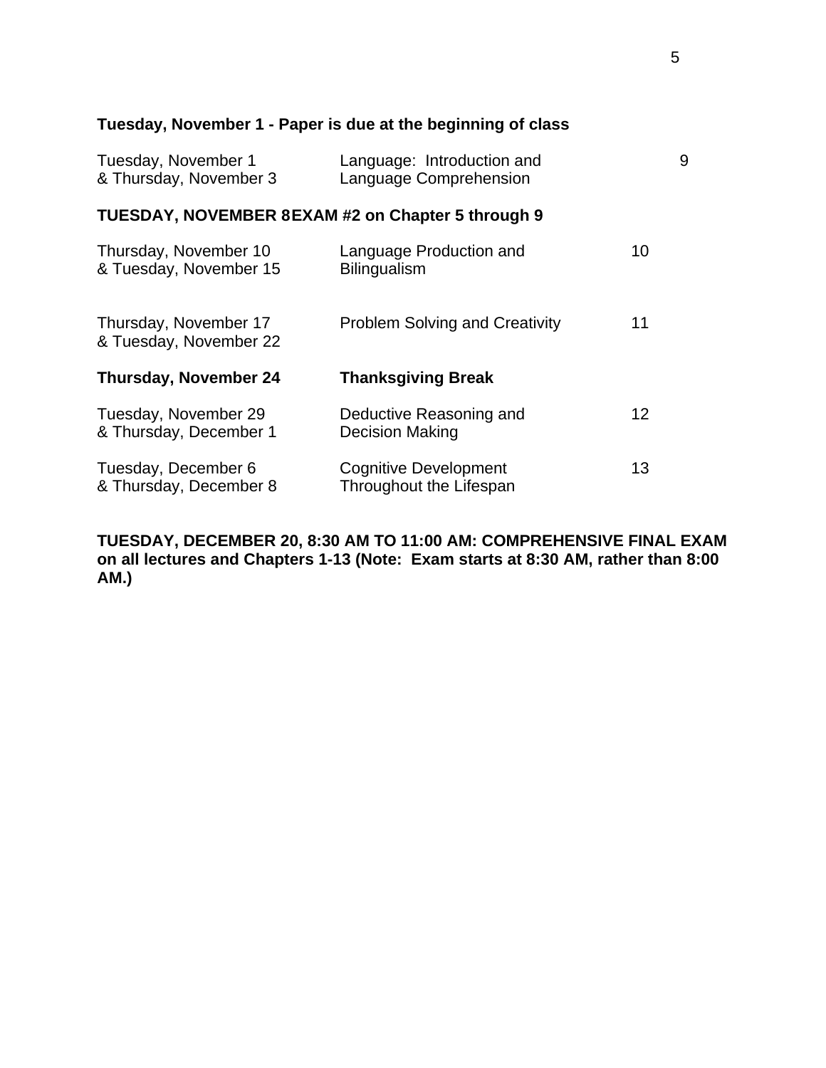**Tuesday, November 1 - Paper is due at the beginning of class**

| | | |
|---|---|---|
| Tuesday, November 1<br>& Thursday, November 3 | Language: Introduction and<br>Language Comprehension | 9 |

**TUESDAY, NOVEMBER 8 EXAM #2 on Chapter 5 through 9**

| | | |
|---|---|---|
| Thursday, November 10<br>& Tuesday, November 15 | Language Production and<br>Bilingualism | 10 |
| Thursday, November 17<br>& Tuesday, November 22 | Problem Solving and Creativity | 11 |
| **Thursday, November 24** | **Thanksgiving Break** | |
| Tuesday, November 29<br>& Thursday, December 1 | Deductive Reasoning and<br>Decision Making | 12 |
| Tuesday, December 6<br>& Thursday, December 8 | Cognitive Development<br>Throughout the Lifespan | 13 |

**TUESDAY, DECEMBER 20, 8:30 AM TO 11:00 AM: COMPREHENSIVE FINAL EXAM on all lectures and Chapters 1-13 (Note: Exam starts at 8:30 AM, rather than 8:00 AM.)**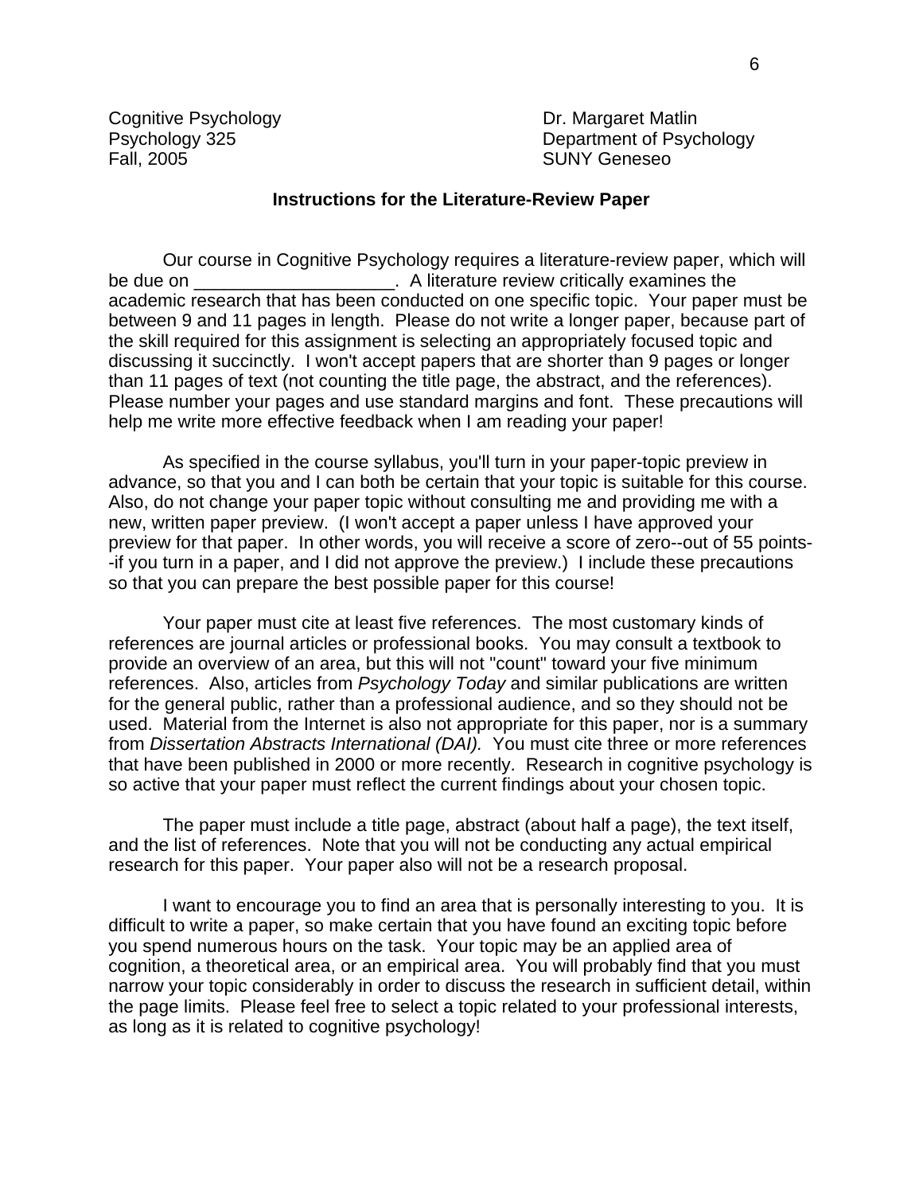Cognitive Psychology
Psychology 325
Fall, 2005

Dr. Margaret Matlin
Department of Psychology
SUNY Geneseo

**Instructions for the Literature-Review Paper**

Our course in Cognitive Psychology requires a literature-review paper, which will be due on ____________________. A literature review critically examines the academic research that has been conducted on one specific topic. Your paper must be between 9 and 11 pages in length. Please do not write a longer paper, because part of the skill required for this assignment is selecting an appropriately focused topic and discussing it succinctly. I won't accept papers that are shorter than 9 pages or longer than 11 pages of text (not counting the title page, the abstract, and the references). Please number your pages and use standard margins and font. These precautions will help me write more effective feedback when I am reading your paper!

As specified in the course syllabus, you'll turn in your paper-topic preview in advance, so that you and I can both be certain that your topic is suitable for this course. Also, do not change your paper topic without consulting me and providing me with a new, written paper preview. (I won't accept a paper unless I have approved your preview for that paper. In other words, you will receive a score of zero--out of 55 points--if you turn in a paper, and I did not approve the preview.) I include these precautions so that you can prepare the best possible paper for this course!

Your paper must cite at least five references. The most customary kinds of references are journal articles or professional books. You may consult a textbook to provide an overview of an area, but this will not "count" toward your five minimum references. Also, articles from *Psychology Today* and similar publications are written for the general public, rather than a professional audience, and so they should not be used. Material from the Internet is also not appropriate for this paper, nor is a summary from *Dissertation Abstracts International (DAI).* You must cite three or more references that have been published in 2000 or more recently. Research in cognitive psychology is so active that your paper must reflect the current findings about your chosen topic.

The paper must include a title page, abstract (about half a page), the text itself, and the list of references. Note that you will not be conducting any actual empirical research for this paper. Your paper also will not be a research proposal.

I want to encourage you to find an area that is personally interesting to you. It is difficult to write a paper, so make certain that you have found an exciting topic before you spend numerous hours on the task. Your topic may be an applied area of cognition, a theoretical area, or an empirical area. You will probably find that you must narrow your topic considerably in order to discuss the research in sufficient detail, within the page limits. Please feel free to select a topic related to your professional interests, as long as it is related to cognitive psychology!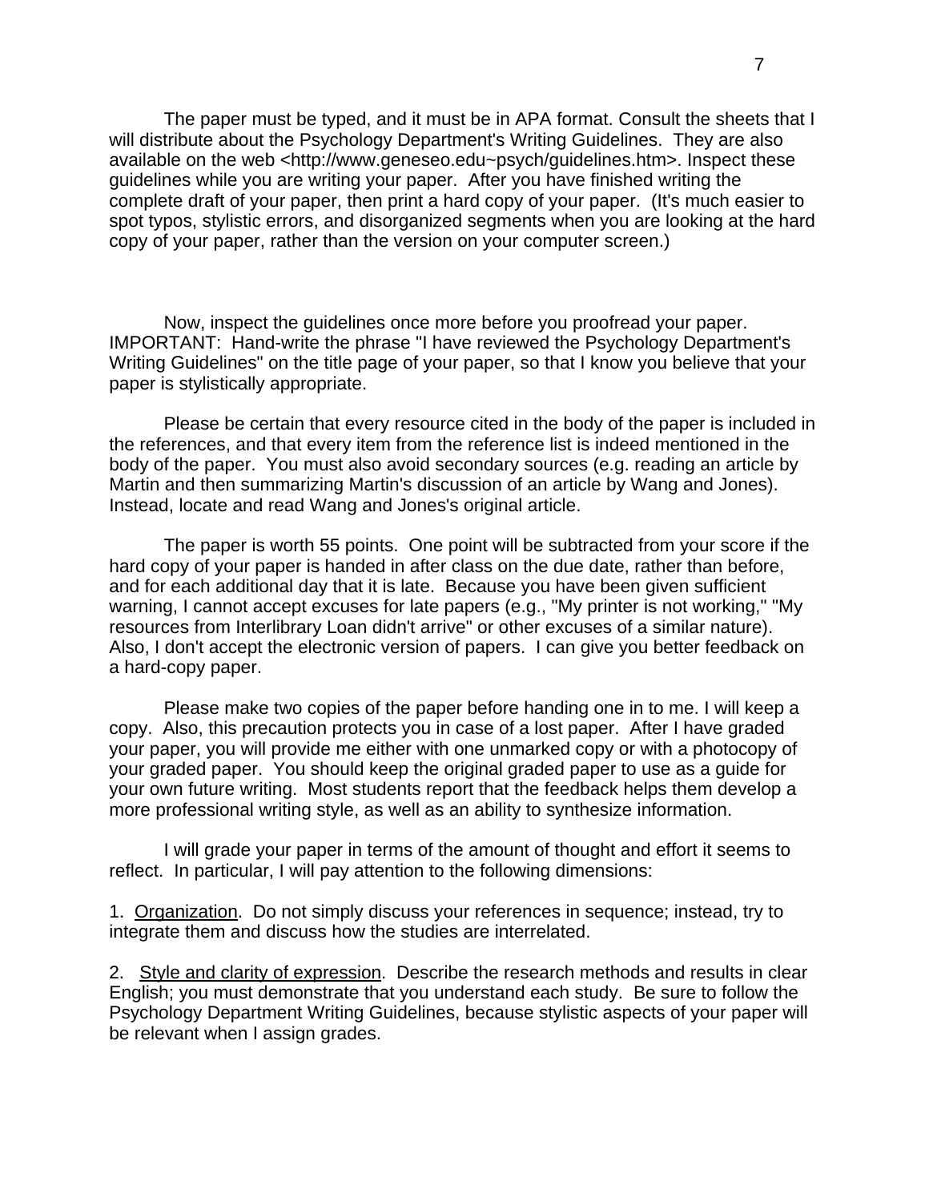The paper must be typed, and it must be in APA format. Consult the sheets that I will distribute about the Psychology Department's Writing Guidelines. They are also available on the web <http://www.geneseo.edu~psych/guidelines.htm>. Inspect these guidelines while you are writing your paper. After you have finished writing the complete draft of your paper, then print a hard copy of your paper. (It's much easier to spot typos, stylistic errors, and disorganized segments when you are looking at the hard copy of your paper, rather than the version on your computer screen.)

Now, inspect the guidelines once more before you proofread your paper. IMPORTANT: Hand-write the phrase "I have reviewed the Psychology Department's Writing Guidelines" on the title page of your paper, so that I know you believe that your paper is stylistically appropriate.

Please be certain that every resource cited in the body of the paper is included in the references, and that every item from the reference list is indeed mentioned in the body of the paper. You must also avoid secondary sources (e.g. reading an article by Martin and then summarizing Martin's discussion of an article by Wang and Jones). Instead, locate and read Wang and Jones's original article.

The paper is worth 55 points. One point will be subtracted from your score if the hard copy of your paper is handed in after class on the due date, rather than before, and for each additional day that it is late. Because you have been given sufficient warning, I cannot accept excuses for late papers (e.g., "My printer is not working," "My resources from Interlibrary Loan didn't arrive" or other excuses of a similar nature). Also, I don't accept the electronic version of papers. I can give you better feedback on a hard-copy paper.

Please make two copies of the paper before handing one in to me. I will keep a copy. Also, this precaution protects you in case of a lost paper. After I have graded your paper, you will provide me either with one unmarked copy or with a photocopy of your graded paper. You should keep the original graded paper to use as a guide for your own future writing. Most students report that the feedback helps them develop a more professional writing style, as well as an ability to synthesize information.

I will grade your paper in terms of the amount of thought and effort it seems to reflect. In particular, I will pay attention to the following dimensions:

1. <u>Organization</u>. Do not simply discuss your references in sequence; instead, try to integrate them and discuss how the studies are interrelated.

2. <u>Style and clarity of expression</u>. Describe the research methods and results in clear English; you must demonstrate that you understand each study. Be sure to follow the Psychology Department Writing Guidelines, because stylistic aspects of your paper will be relevant when I assign grades.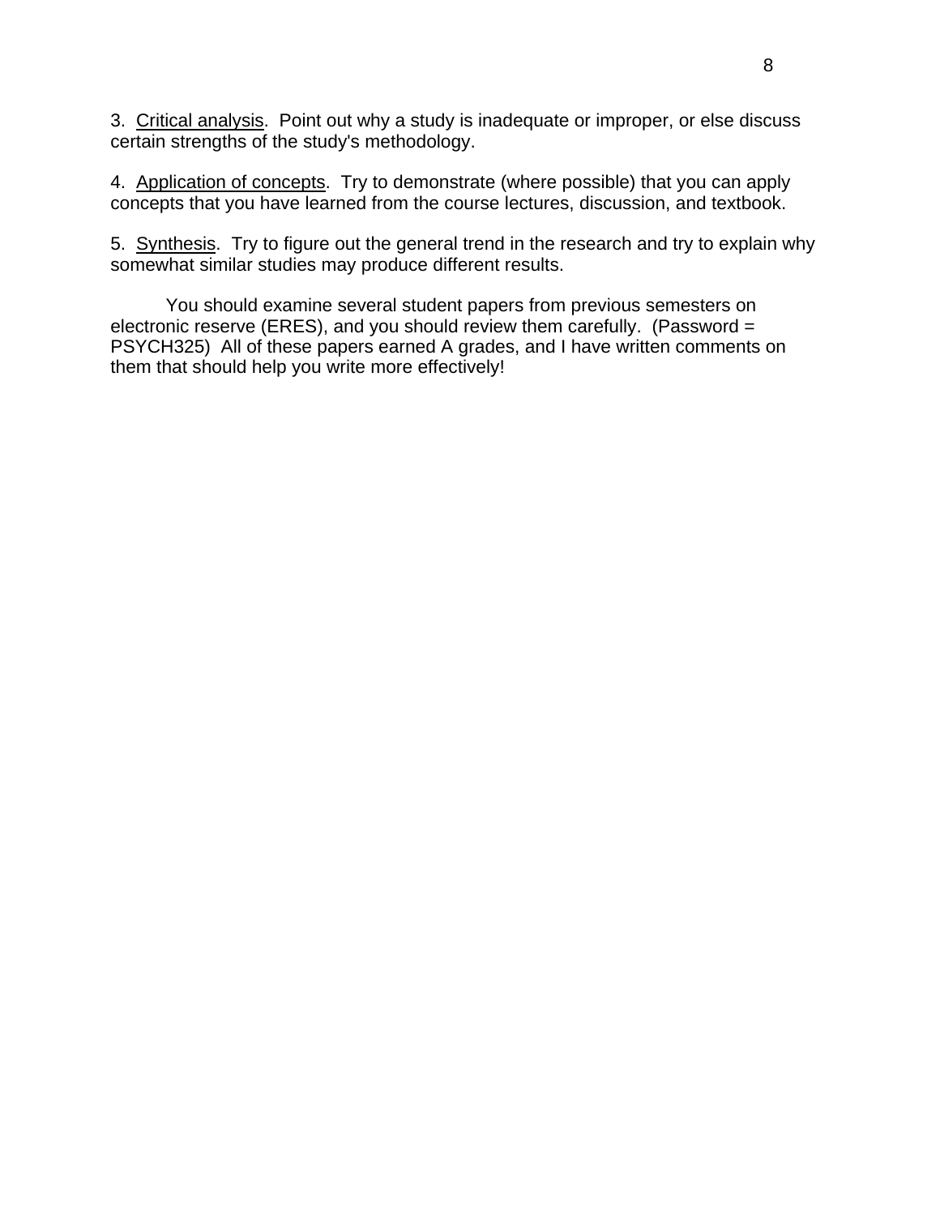3. Critical analysis. Point out why a study is inadequate or improper, or else discuss certain strengths of the study's methodology.

4. Application of concepts. Try to demonstrate (where possible) that you can apply concepts that you have learned from the course lectures, discussion, and textbook.

5. Synthesis. Try to figure out the general trend in the research and try to explain why somewhat similar studies may produce different results.

You should examine several student papers from previous semesters on electronic reserve (ERES), and you should review them carefully. (Password = PSYCH325) All of these papers earned A grades, and I have written comments on them that should help you write more effectively!